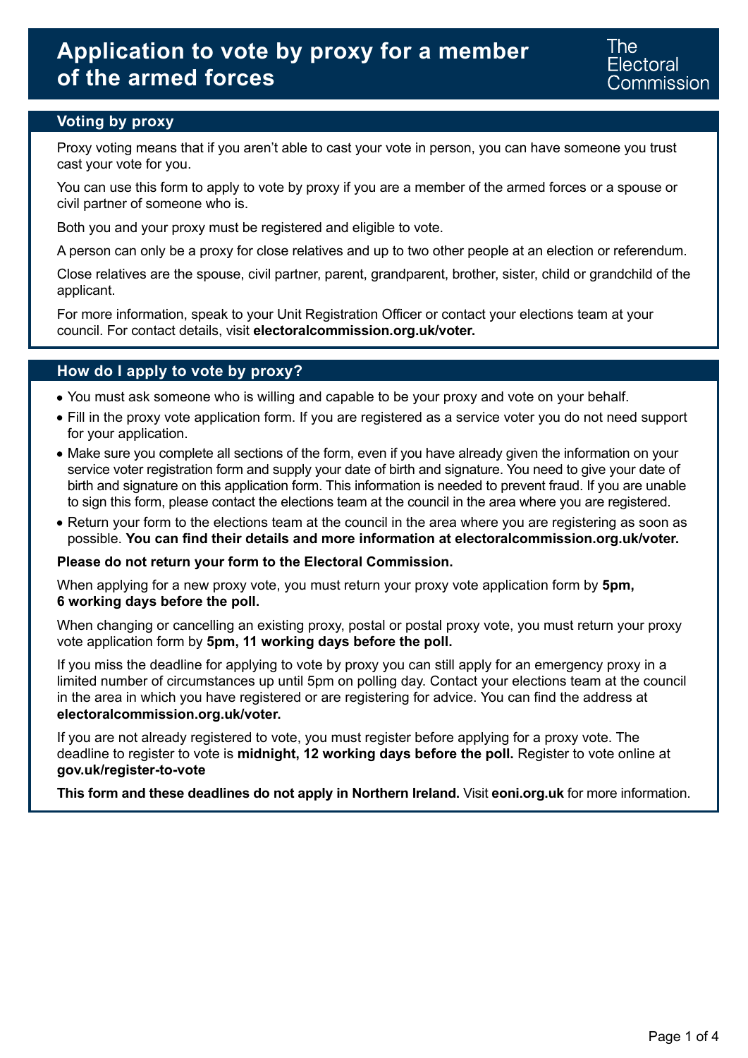# Application to vote by proxy for a member of the armed forces

The Electoral Commission

## Voting by proxy

Proxy voting means that if you aren't able to cast your vote in person, you can have someone you trust cast your vote for you.

You can use this form to apply to vote by proxy if you are a member of the armed forces or a spouse or civil partner of someone who is.

Both you and your proxy must be registered and eligible to vote.

A person can only be a proxy for close relatives and up to two other people at an election or referendum.

Close relatives are the spouse, civil partner, parent, grandparent, brother, sister, child or grandchild of the applicant.

For more information, speak to your Unit Registration Officer or contact your elections team at your council. For contact details, visit **electoralcommission.org.uk/voter.**

## How do I apply to vote by proxy?

- You must ask someone who is willing and capable to be your proxy and vote on your behalf.
- Fill in the proxy vote application form. If you are registered as a service voter you do not need support for your application.
- Make sure you complete all sections of the form, even if you have already given the information on your service voter registration form and supply your date of birth and signature. You need to give your date of birth and signature on this application form. This information is needed to prevent fraud. If you are unable to sign this form, please contact the elections team at the council in the area where you are registered.
- Return your form to the elections team at the council in the area where you are registering as soon as possible. **You can find their details and more information at electoralcommission.org.uk/voter.**

**Please do not return your form to the Electoral Commission.**

When applying for a new proxy vote, you must return your proxy vote application form by **5pm, 6 working days before the poll.**

When changing or cancelling an existing proxy, postal or postal proxy vote, you must return your proxy vote application form by **5pm, 11 working days before the poll.**

If you miss the deadline for applying to vote by proxy you can still apply for an emergency proxy in a limited number of circumstances up until 5pm on polling day. Contact your elections team at the council in the area in which you have registered or are registering for advice. You can find the address at **electoralcommission.org.uk/voter.**

If you are not already registered to vote, you must register before applying for a proxy vote. The deadline to register to vote is **midnight, 12 working days before the poll.** Register to vote online at **gov.uk/register-to-vote**

**This form and these deadlines do not apply in Northern Ireland.** Visit **eoni.org.uk** for more information.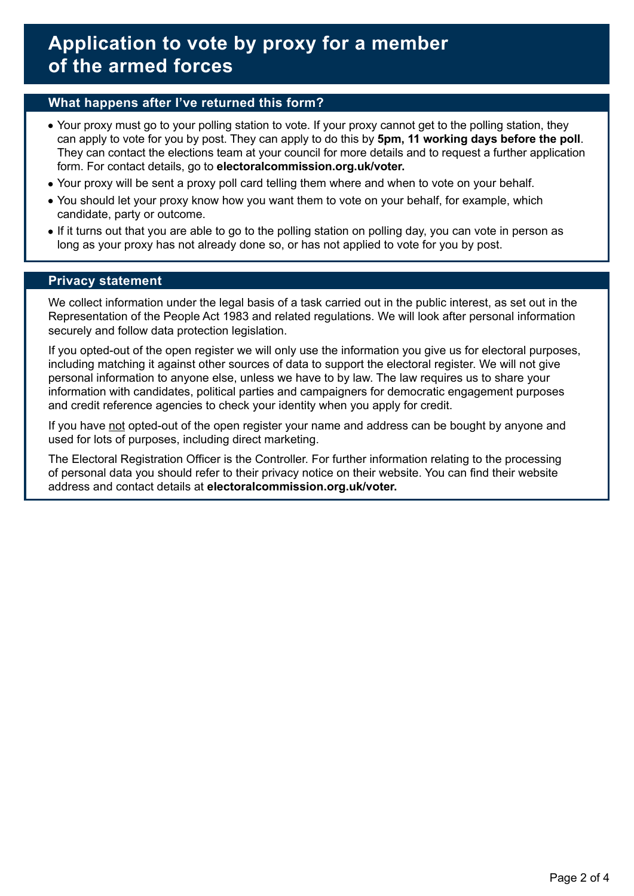# Application to vote by proxy for a member of the armed forces

## What happens after I've returned this form?

- Your proxy must go to your polling station to vote. If your proxy cannot get to the polling station, they can apply to vote for you by post. They can apply to do this by **5pm, 11 working days before the poll**. They can contact the elections team at your council for more details and to request a further application form. For contact details, go to **electoralcommission.org.uk/voter.**
- Your proxy will be sent a proxy poll card telling them where and when to vote on your behalf.
- You should let your proxy know how you want them to vote on your behalf, for example, which candidate, party or outcome.
- If it turns out that you are able to go to the polling station on polling day, you can vote in person as long as your proxy has not already done so, or has not applied to vote for you by post.

## Privacy statement

We collect information under the legal basis of a task carried out in the public interest, as set out in the Representation of the People Act 1983 and related regulations. We will look after personal information securely and follow data protection legislation.

If you opted-out of the open register we will only use the information you give us for electoral purposes, including matching it against other sources of data to support the electoral register. We will not give personal information to anyone else, unless we have to by law. The law requires us to share your information with candidates, political parties and campaigners for democratic engagement purposes and credit reference agencies to check your identity when you apply for credit.

If you have not opted-out of the open register your name and address can be bought by anyone and used for lots of purposes, including direct marketing.

The Electoral Registration Officer is the Controller. For further information relating to the processing of personal data you should refer to their privacy notice on their website. You can find their website address and contact details at **electoralcommission.org.uk/voter.**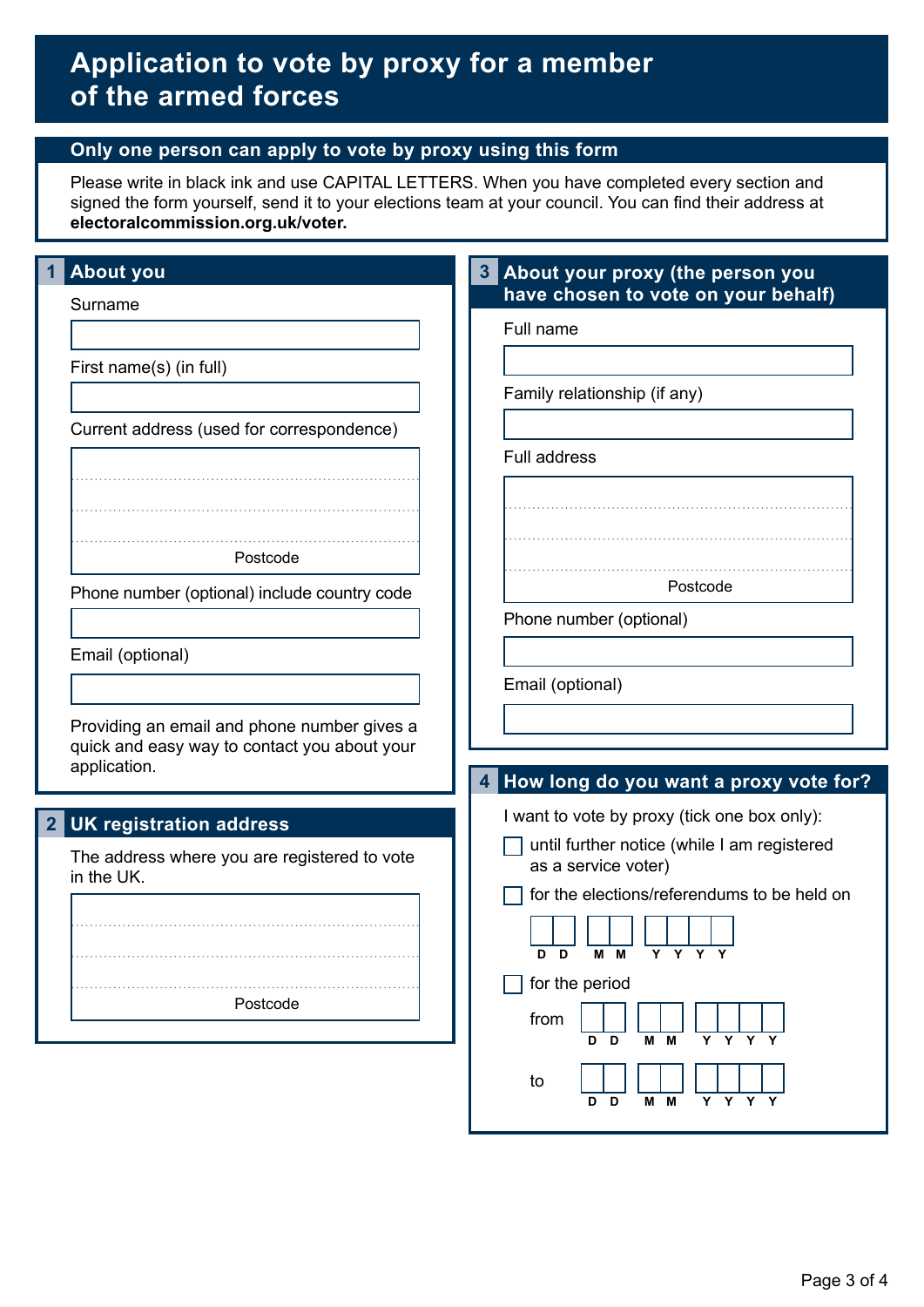# Application to vote by proxy for a member of the armed forces

## Only one person can apply to vote by proxy using this form

Please write in black ink and use CAPITAL LETTERS. When you have completed every section and signed the form yourself, send it to your elections team at your council. You can find their address at **electoralcommission.org.uk/voter.**

## 1 About you

Surname

First name(s) (in full)

Current address (used for correspondence)

Postcode

Phone number (optional) include country code

Email (optional)

Providing an email and phone number gives a quick and easy way to contact you about your application.

## 2 UK registration address

The address where you are registered to vote in the UK.

Postcode

## 3 About your proxy (the person you have chosen to vote on your behalf)

Full name

Family relationship (if any)

Full address

Postcode

Phone number (optional)

Email (optional)

## 4 How long do you want a proxy vote for?

I want to vote by proxy (tick one box only):

- ☐ until further notice (while I am registered as a service voter)
- ☐ for the elections/referendums to be held on

  D D / M M / Y Y Y Y

- ☐ for the period

  from D D / M M / Y Y Y Y

  to D D / M M / Y Y Y Y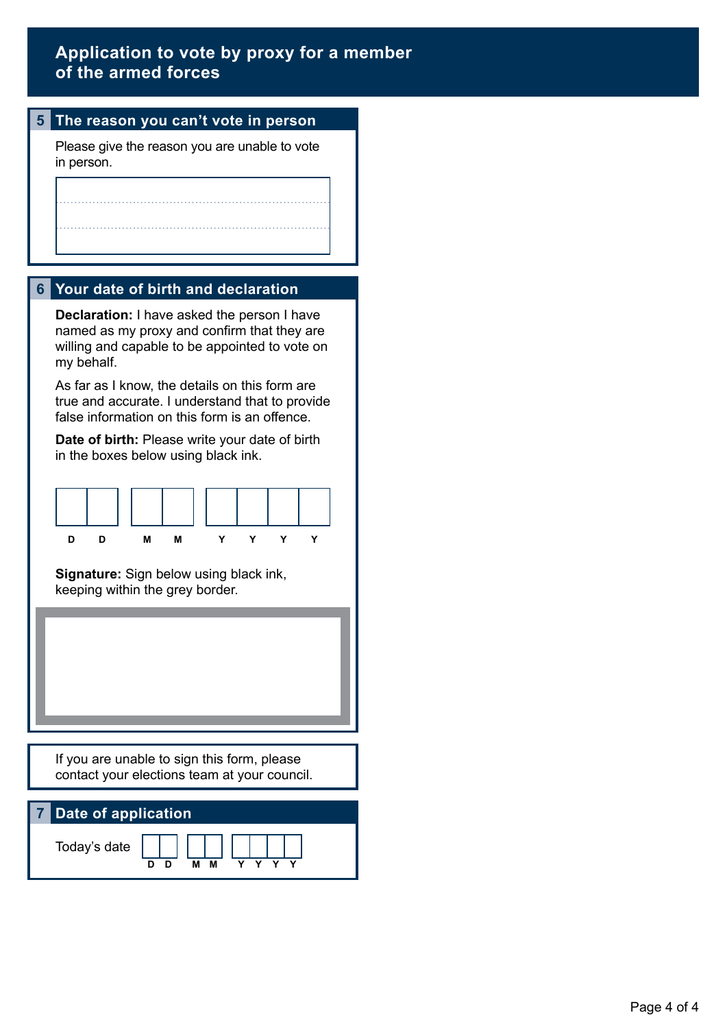# Application to vote by proxy for a member of the armed forces

## 5 The reason you can't vote in person

Please give the reason you are unable to vote in person.

## 6 Your date of birth and declaration

**Declaration:** I have asked the person I have named as my proxy and confirm that they are willing and capable to be appointed to vote on my behalf.

As far as I know, the details on this form are true and accurate. I understand that to provide false information on this form is an offence.

**Date of birth:** Please write your date of birth in the boxes below using black ink.

D D M M Y Y Y Y

**Signature:** Sign below using black ink, keeping within the grey border.

If you are unable to sign this form, please contact your elections team at your council.

## 7 Date of application

Today's date D D M M Y Y Y Y